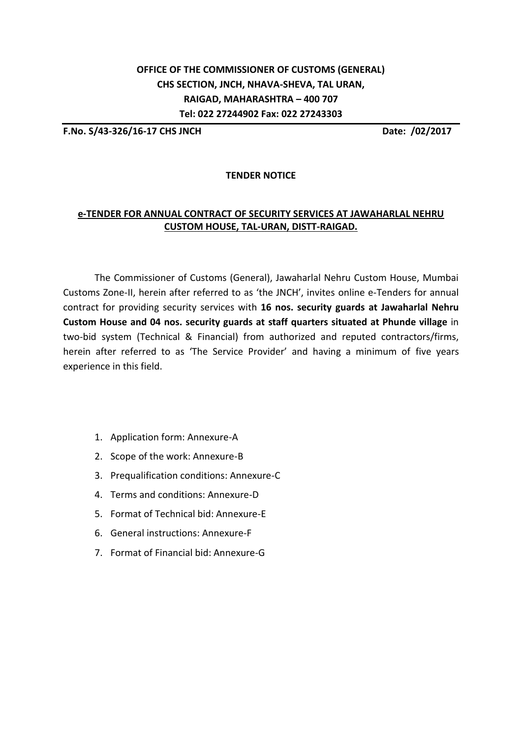**OFFICE OF THE COMMISSIONER OF CUSTOMS (GENERAL)**
**CHS SECTION, JNCH, NHAVA-SHEVA, TAL URAN,**
**RAIGAD, MAHARASHTRA – 400 707**
**Tel: 022 27244902 Fax: 022 27243303**

**F.No. S/43-326/16-17 CHS JNCH** **Date: /02/2017**

**TENDER NOTICE**

**e-TENDER FOR ANNUAL CONTRACT OF SECURITY SERVICES AT JAWAHARLAL NEHRU CUSTOM HOUSE, TAL-URAN, DISTT-RAIGAD.**

The Commissioner of Customs (General), Jawaharlal Nehru Custom House, Mumbai Customs Zone-II, herein after referred to as 'the JNCH', invites online e-Tenders for annual contract for providing security services with **16 nos. security guards at Jawaharlal Nehru Custom House and 04 nos. security guards at staff quarters situated at Phunde village** in two-bid system (Technical & Financial) from authorized and reputed contractors/firms, herein after referred to as 'The Service Provider' and having a minimum of five years experience in this field.

1. Application form: Annexure-A
2. Scope of the work: Annexure-B
3. Prequalification conditions: Annexure-C
4. Terms and conditions: Annexure-D
5. Format of Technical bid: Annexure-E
6. General instructions: Annexure-F
7. Format of Financial bid: Annexure-G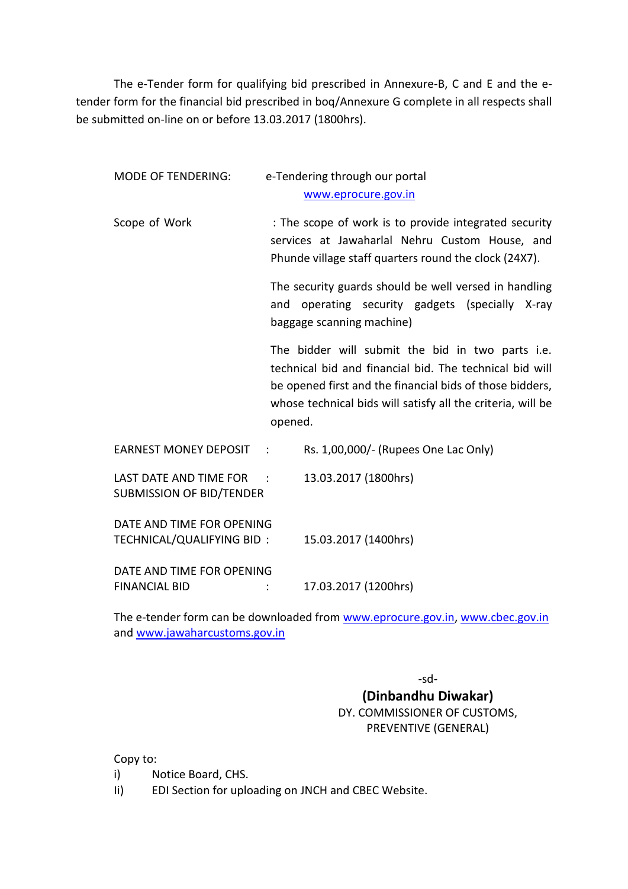The e-Tender form for qualifying bid prescribed in Annexure-B, C and E and the e-tender form for the financial bid prescribed in boq/Annexure G complete in all respects shall be submitted on-line on or before 13.03.2017 (1800hrs).

| | |
|---|---|
| MODE OF TENDERING: | e-Tendering through our portal www.eprocure.gov.in |
| Scope of Work | : The scope of work is to provide integrated security services at Jawaharlal Nehru Custom House, and Phunde village staff quarters round the clock (24X7).<br><br>The security guards should be well versed in handling and operating security gadgets (specially X-ray baggage scanning machine)<br><br>The bidder will submit the bid in two parts i.e. technical bid and financial bid. The technical bid will be opened first and the financial bids of those bidders, whose technical bids will satisfy all the criteria, will be opened. |
| EARNEST MONEY DEPOSIT : | Rs. 1,00,000/- (Rupees One Lac Only) |
| LAST DATE AND TIME FOR SUBMISSION OF BID/TENDER : | 13.03.2017 (1800hrs) |
| DATE AND TIME FOR OPENING TECHNICAL/QUALIFYING BID : | 15.03.2017 (1400hrs) |
| DATE AND TIME FOR OPENING FINANCIAL BID : | 17.03.2017 (1200hrs) |

The e-tender form can be downloaded from www.eprocure.gov.in, www.cbec.gov.in and www.jawaharcustoms.gov.in

-sd-

**(Dinbandhu Diwakar)**
DY. COMMISSIONER OF CUSTOMS,
PREVENTIVE (GENERAL)

Copy to:

i) Notice Board, CHS.
Ii) EDI Section for uploading on JNCH and CBEC Website.